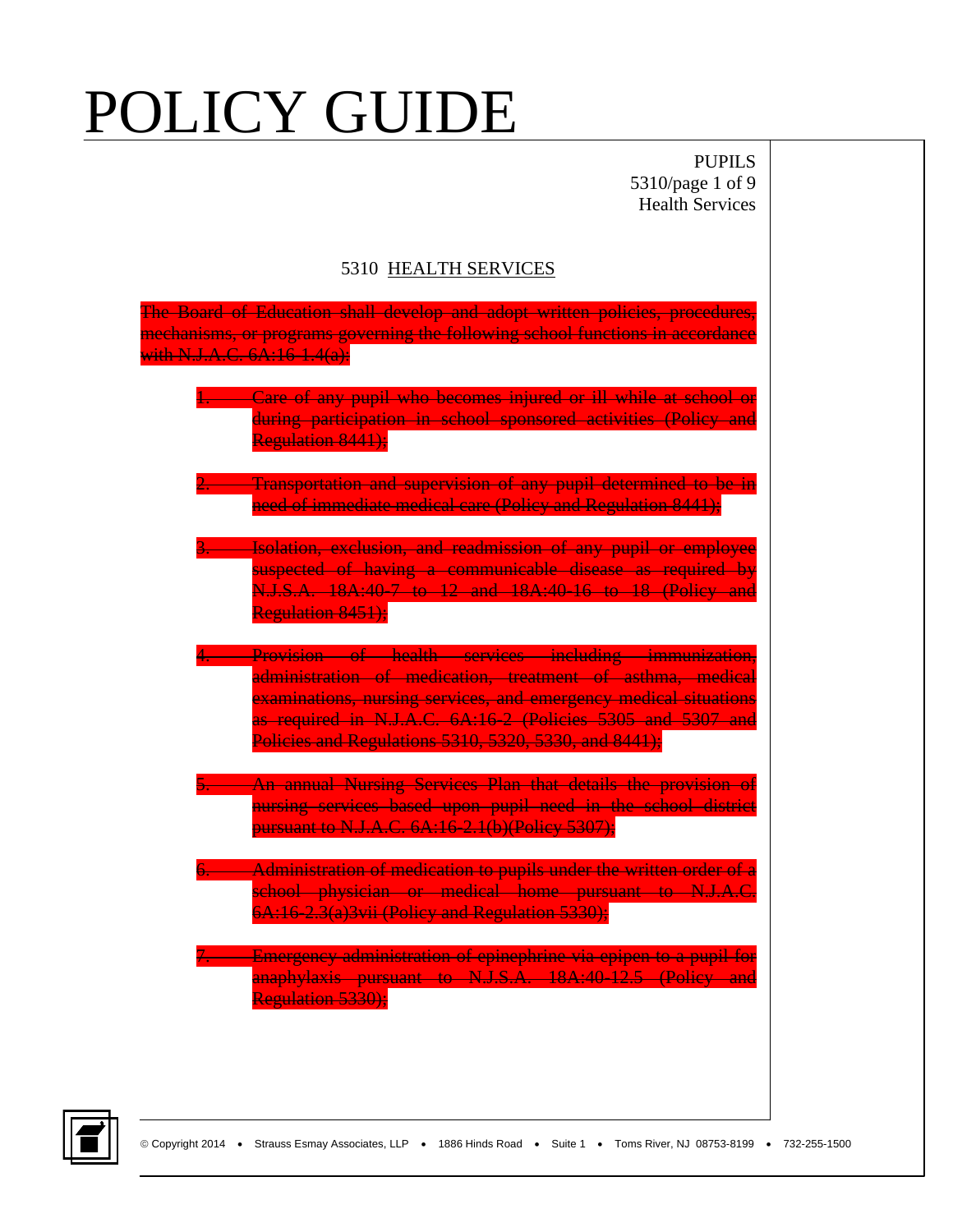# POLICY GUIDE

PUPILS
5310/page 1 of 9
Health Services

## 5310 HEALTH SERVICES

~~The Board of Education shall develop and adopt written policies, procedures, mechanisms, or programs governing the following school functions in accordance with N.J.A.C. 6A:16-1.4(a):~~

1. ~~Care of any pupil who becomes injured or ill while at school or during participation in school sponsored activities (Policy and Regulation 8441);~~

2. ~~Transportation and supervision of any pupil determined to be in need of immediate medical care (Policy and Regulation 8441);~~

3. ~~Isolation, exclusion, and readmission of any pupil or employee suspected of having a communicable disease as required by N.J.S.A. 18A:40-7 to 12 and 18A:40-16 to 18 (Policy and Regulation 8451);~~

4. ~~Provision of health services including immunization, administration of medication, treatment of asthma, medical examinations, nursing services, and emergency medical situations as required in N.J.A.C. 6A:16-2 (Policies 5305 and 5307 and Policies and Regulations 5310, 5320, 5330, and 8441);~~

5. ~~An annual Nursing Services Plan that details the provision of nursing services based upon pupil need in the school district pursuant to N.J.A.C. 6A:16-2.1(b)(Policy 5307);~~

6. ~~Administration of medication to pupils under the written order of a school physician or medical home pursuant to N.J.A.C. 6A:16-2.3(a)3vii (Policy and Regulation 5330);~~

7. ~~Emergency administration of epinephrine via epipen to a pupil for anaphylaxis pursuant to N.J.S.A. 18A:40-12.5 (Policy and Regulation 5330);~~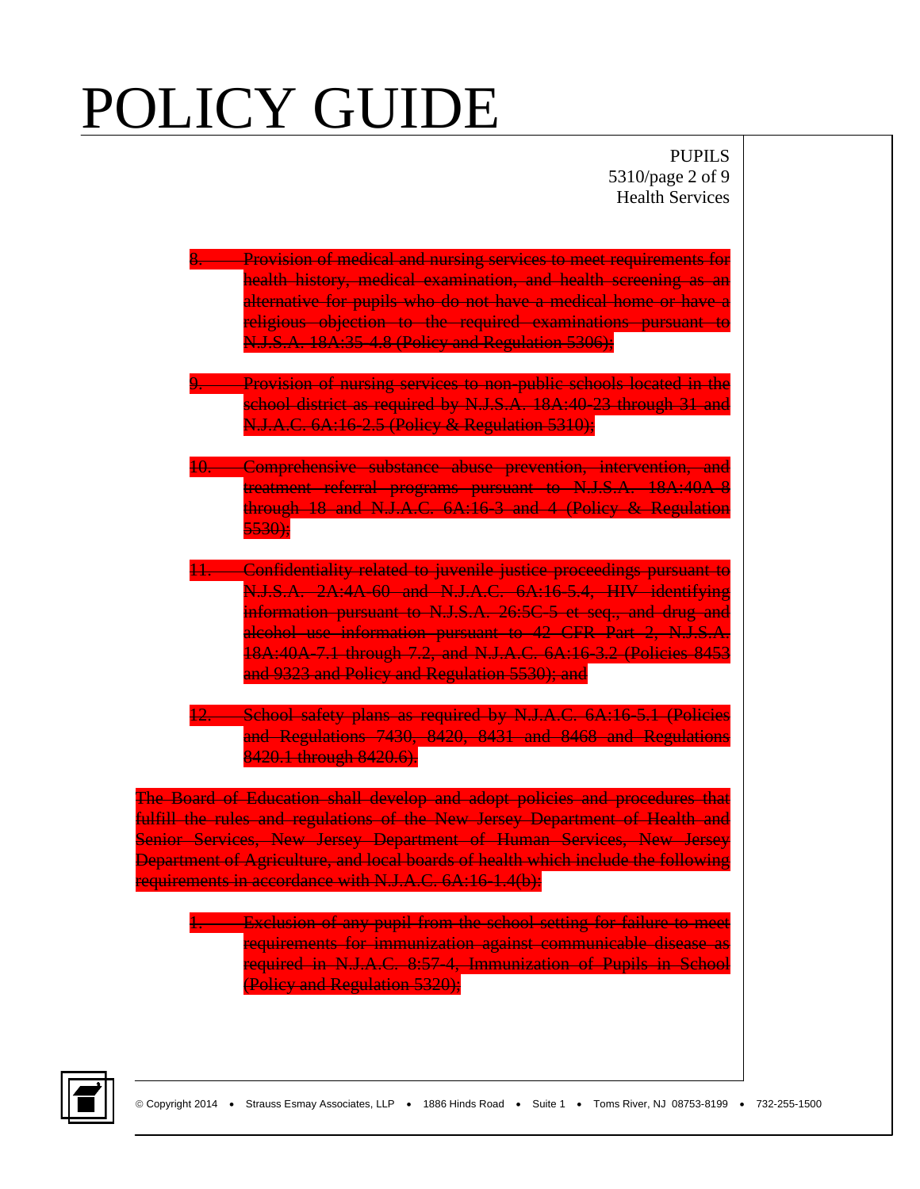8. ~~Provision of medical and nursing services to meet requirements for health history, medical examination, and health screening as an alternative for pupils who do not have a medical home or have a religious objection to the required examinations pursuant to N.J.S.A. 18A:35-4.8 (Policy and Regulation 5306);~~

9. ~~Provision of nursing services to non-public schools located in the school district as required by N.J.S.A. 18A:40-23 through 31 and N.J.A.C. 6A:16-2.5 (Policy & Regulation 5310);~~

10. ~~Comprehensive substance abuse prevention, intervention, and treatment referral programs pursuant to N.J.S.A. 18A:40A-8 through 18 and N.J.A.C. 6A:16-3 and 4 (Policy & Regulation 5530);~~

11. ~~Confidentiality related to juvenile justice proceedings pursuant to N.J.S.A. 2A:4A-60 and N.J.A.C. 6A:16-5.4, HIV identifying information pursuant to N.J.S.A. 26:5C-5 et seq., and drug and alcohol use information pursuant to 42 CFR Part 2, N.J.S.A. 18A:40A-7.1 through 7.2, and N.J.A.C. 6A:16-3.2 (Policies 8453 and 9323 and Policy and Regulation 5530); and~~

12. ~~School safety plans as required by N.J.A.C. 6A:16-5.1 (Policies and Regulations 7430, 8420, 8431 and 8468 and Regulations 8420.1 through 8420.6).~~

~~The Board of Education shall develop and adopt policies and procedures that fulfill the rules and regulations of the New Jersey Department of Health and Senior Services, New Jersey Department of Human Services, New Jersey Department of Agriculture, and local boards of health which include the following requirements in accordance with N.J.A.C. 6A:16-1.4(b):~~

1. ~~Exclusion of any pupil from the school setting for failure to meet requirements for immunization against communicable disease as required in N.J.A.C. 8:57-4, Immunization of Pupils in School (Policy and Regulation 5320);~~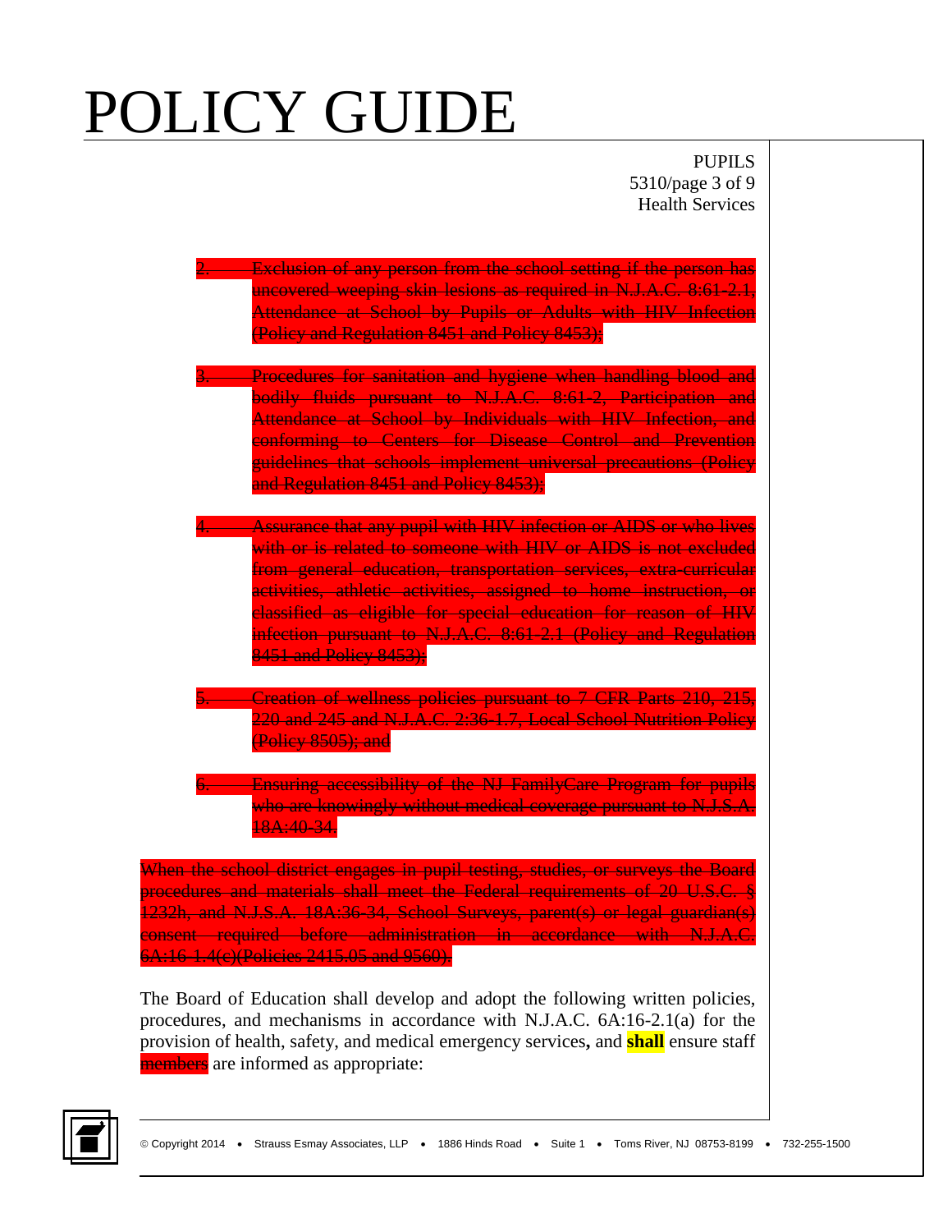2. ~~Exclusion of any person from the school setting if the person has uncovered weeping skin lesions as required in N.J.A.C. 8:61-2.1, Attendance at School by Pupils or Adults with HIV Infection (Policy and Regulation 8451 and Policy 8453);~~

3. ~~Procedures for sanitation and hygiene when handling blood and bodily fluids pursuant to N.J.A.C. 8:61-2, Participation and Attendance at School by Individuals with HIV Infection, and conforming to Centers for Disease Control and Prevention guidelines that schools implement universal precautions (Policy and Regulation 8451 and Policy 8453);~~

4. ~~Assurance that any pupil with HIV infection or AIDS or who lives with or is related to someone with HIV or AIDS is not excluded from general education, transportation services, extra-curricular activities, athletic activities, assigned to home instruction, or classified as eligible for special education for reason of HIV infection pursuant to N.J.A.C. 8:61-2.1 (Policy and Regulation 8451 and Policy 8453);~~

5. ~~Creation of wellness policies pursuant to 7 CFR Parts 210, 215, 220 and 245 and N.J.A.C. 2:36-1.7, Local School Nutrition Policy (Policy 8505); and~~

6. ~~Ensuring accessibility of the NJ FamilyCare Program for pupils who are knowingly without medical coverage pursuant to N.J.S.A. 18A:40-34.~~

~~When the school district engages in pupil testing, studies, or surveys the Board procedures and materials shall meet the Federal requirements of 20 U.S.C. § 1232h, and N.J.S.A. 18A:36-34, School Surveys, parent(s) or legal guardian(s) consent required before administration in accordance with N.J.A.C. 6A:16-1.4(c)(Policies 2415.05 and 9560).~~

The Board of Education shall develop and adopt the following written policies, procedures, and mechanisms in accordance with N.J.A.C. 6A:16-2.1(a) for the provision of health, safety, and medical emergency services**,** and **shall** ensure staff ~~members~~ are informed as appropriate: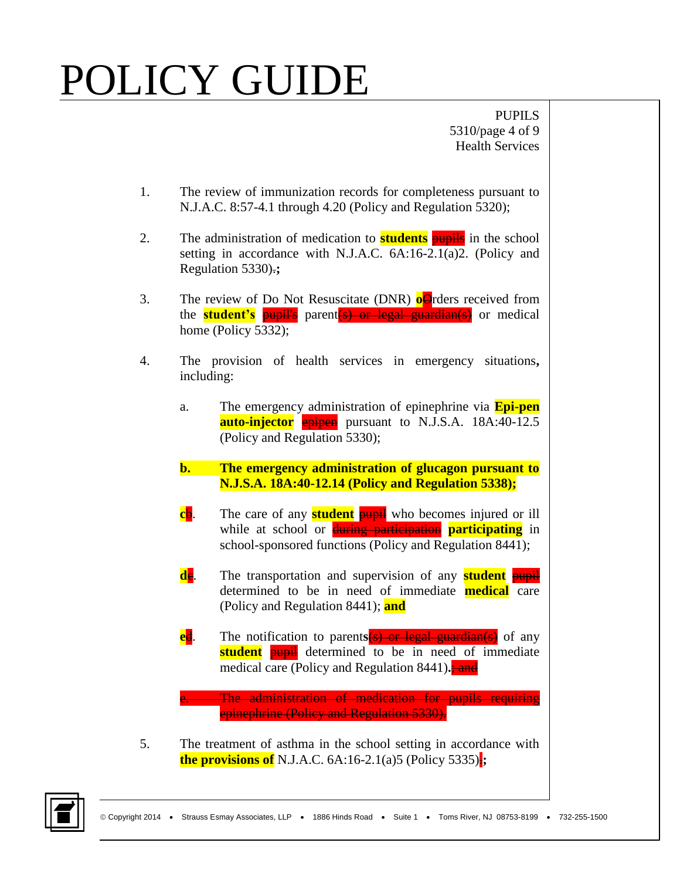1. The review of immunization records for completeness pursuant to N.J.A.C. 8:57-4.1 through 4.20 (Policy and Regulation 5320);

2. The administration of medication to **students** ~~pupils~~ in the school setting in accordance with N.J.A.C. 6A:16-2.1(a)2. (Policy and Regulation 5330)~~.~~**;**

3. The review of Do Not Resuscitate (DNR) **o**~~O~~rders received from the **student's** ~~pupil's~~ parent~~(s) or legal guardian(s)~~ or medical home (Policy 5332);

4. The provision of health services in emergency situations**,** including:

   a. The emergency administration of epinephrine via **Epi-pen auto-injector** ~~epipen~~ pursuant to N.J.S.A. 18A:40-12.5 (Policy and Regulation 5330);

   **b. The emergency administration of glucagon pursuant to N.J.S.A. 18A:40-12.14 (Policy and Regulation 5338);**

   **c**~~b~~. The care of any **student** ~~pupil~~ who becomes injured or ill while at school or ~~during participation~~ **participating** in school-sponsored functions (Policy and Regulation 8441);

   **d**~~c~~. The transportation and supervision of any **student** ~~pupil~~ determined to be in need of immediate **medical** care (Policy and Regulation 8441); **and**

   **e**~~d~~. The notification to parent**s**~~(s) or legal guardian(s)~~ of any **student** ~~pupil~~ determined to be in need of immediate medical care (Policy and Regulation 8441)**.**~~; and~~

   ~~e. The administration of medication for pupils requiring epinephrine (Policy and Regulation 5330).~~

5. The treatment of asthma in the school setting in accordance with **the provisions of** N.J.A.C. 6A:16-2.1(a)5 (Policy 5335)~~;~~**;**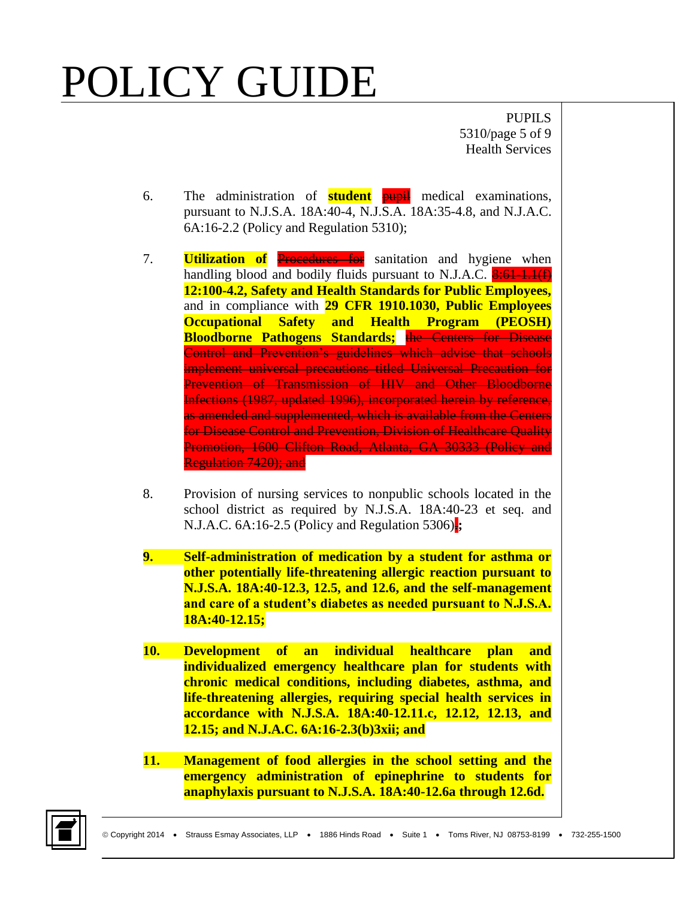6. The administration of **student** ~~pupil~~ medical examinations, pursuant to N.J.S.A. 18A:40-4, N.J.S.A. 18A:35-4.8, and N.J.A.C. 6A:16-2.2 (Policy and Regulation 5310);

7. **Utilization of** ~~Procedures for~~ sanitation and hygiene when handling blood and bodily fluids pursuant to N.J.A.C. ~~8:61-1.1(f)~~ **12:100-4.2, Safety and Health Standards for Public Employees,** and in compliance with **29 CFR 1910.1030, Public Employees Occupational Safety and Health Program (PEOSH) Bloodborne Pathogens Standards;** ~~the Centers for Disease Control and Prevention's guidelines which advise that schools implement universal precautions titled Universal Precaution for Prevention of Transmission of HIV and Other Bloodborne Infections (1987, updated 1996), incorporated herein by reference, as amended and supplemented, which is available from the Centers for Disease Control and Prevention, Division of Healthcare Quality Promotion, 1600 Clifton Road, Atlanta, GA 30333 (Policy and Regulation 7420); and~~

8. Provision of nursing services to nonpublic schools located in the school district as required by N.J.S.A. 18A:40-23 et seq. and N.J.A.C. 6A:16-2.5 (Policy and Regulation 5306)~~.~~**;**

**9. Self-administration of medication by a student for asthma or other potentially life-threatening allergic reaction pursuant to N.J.S.A. 18A:40-12.3, 12.5, and 12.6, and the self-management and care of a student's diabetes as needed pursuant to N.J.S.A. 18A:40-12.15;**

**10. Development of an individual healthcare plan and individualized emergency healthcare plan for students with chronic medical conditions, including diabetes, asthma, and life-threatening allergies, requiring special health services in accordance with N.J.S.A. 18A:40-12.11.c, 12.12, 12.13, and 12.15; and N.J.A.C. 6A:16-2.3(b)3xii; and**

**11. Management of food allergies in the school setting and the emergency administration of epinephrine to students for anaphylaxis pursuant to N.J.S.A. 18A:40-12.6a through 12.6d.**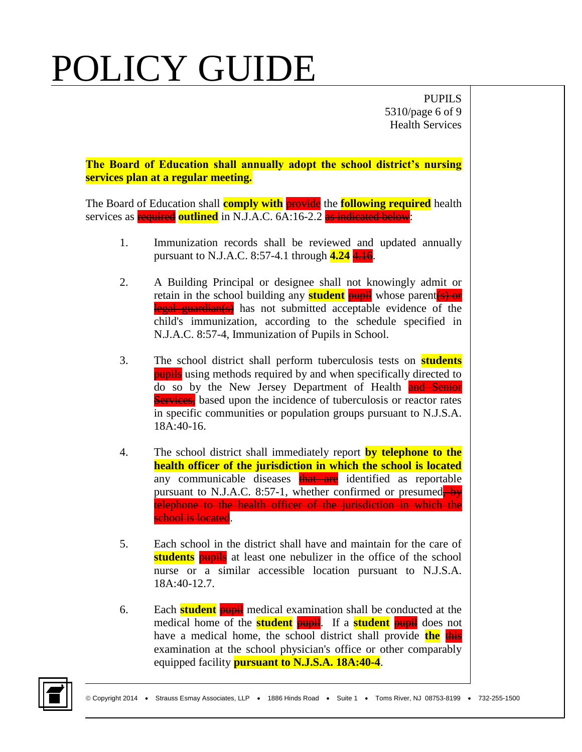**The Board of Education shall annually adopt the school district's nursing services plan at a regular meeting.**

The Board of Education shall **comply with** ~~provide~~ the **following required** health services as ~~required~~ **outlined** in N.J.A.C. 6A:16-2.2 ~~as indicated below~~:

1. Immunization records shall be reviewed and updated annually pursuant to N.J.A.C. 8:57-4.1 through **4.24** ~~4.16~~.

2. A Building Principal or designee shall not knowingly admit or retain in the school building any **student** ~~pupil~~ whose parent~~(s) or legal guardian(s)~~ has not submitted acceptable evidence of the child's immunization, according to the schedule specified in N.J.A.C. 8:57-4, Immunization of Pupils in School.

3. The school district shall perform tuberculosis tests on **students** ~~pupils~~ using methods required by and when specifically directed to do so by the New Jersey Department of Health ~~and Senior Services,~~ based upon the incidence of tuberculosis or reactor rates in specific communities or population groups pursuant to N.J.S.A. 18A:40-16.

4. The school district shall immediately report **by telephone to the health officer of the jurisdiction in which the school is located** any communicable diseases ~~that are~~ identified as reportable pursuant to N.J.A.C. 8:57-1, whether confirmed or presumed~~, by telephone to the health officer of the jurisdiction in which the school is located~~.

5. Each school in the district shall have and maintain for the care of **students** ~~pupils~~ at least one nebulizer in the office of the school nurse or a similar accessible location pursuant to N.J.S.A. 18A:40-12.7.

6. Each **student** ~~pupil~~ medical examination shall be conducted at the medical home of the **student** ~~pupil~~. If a **student** ~~pupil~~ does not have a medical home, the school district shall provide **the** ~~this~~ examination at the school physician's office or other comparably equipped facility **pursuant to N.J.S.A. 18A:40-4**.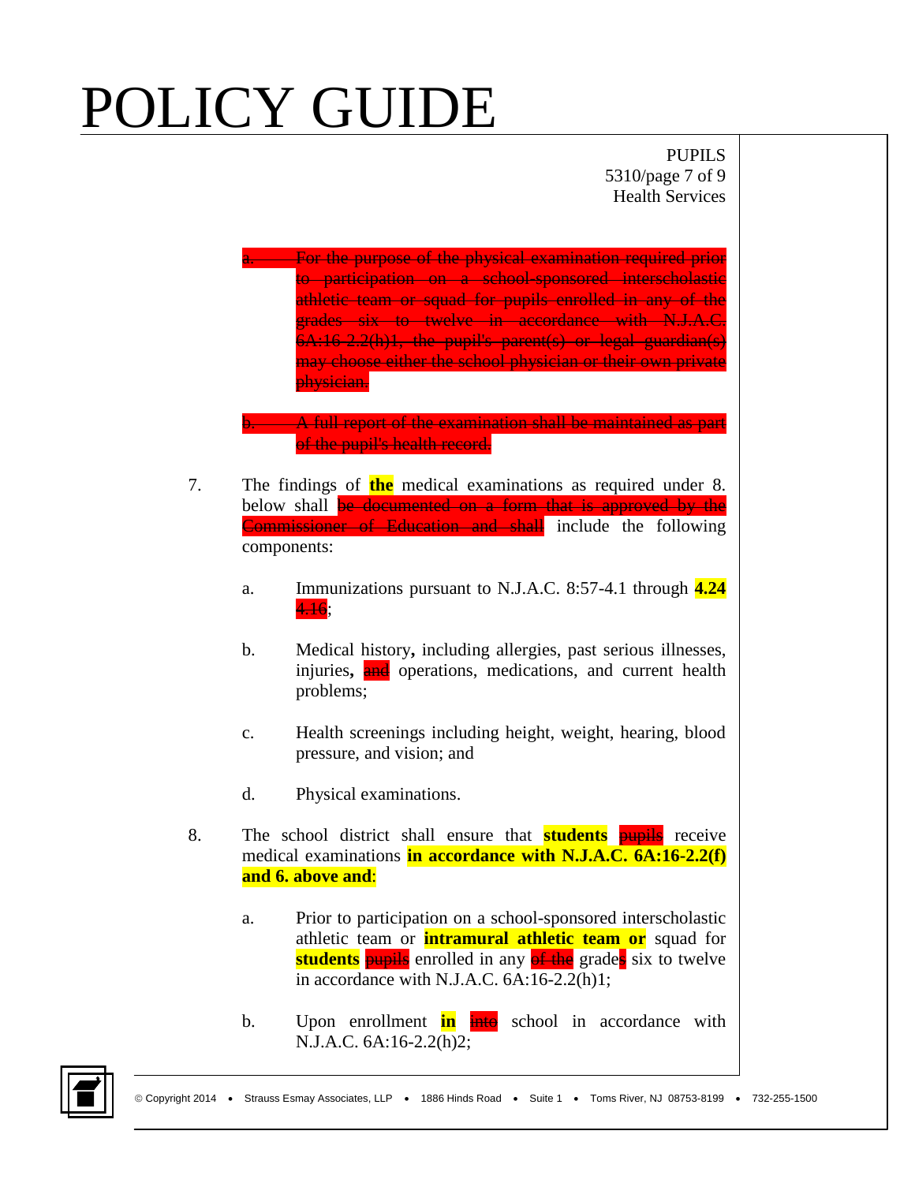~~a. For the purpose of the physical examination required prior to participation on a school-sponsored interscholastic athletic team or squad for pupils enrolled in any of the grades six to twelve in accordance with N.J.A.C. 6A:16-2.2(h)1, the pupil's parent(s) or legal guardian(s) may choose either the school physician or their own private physician.~~

~~b. A full report of the examination shall be maintained as part of the pupil's health record.~~

7. The findings of **the** medical examinations as required under 8. below shall ~~be documented on a form that is approved by the Commissioner of Education and shall~~ include the following components:

   a. Immunizations pursuant to N.J.A.C. 8:57-4.1 through **4.24** ~~4.16~~;

   b. Medical history**,** including allergies, past serious illnesses, injuries**,** ~~and~~ operations, medications, and current health problems;

   c. Health screenings including height, weight, hearing, blood pressure, and vision; and

   d. Physical examinations.

8. The school district shall ensure that **students** ~~pupils~~ receive medical examinations **in accordance with N.J.A.C. 6A:16-2.2(f) and 6. above and**:

   a. Prior to participation on a school-sponsored interscholastic athletic team or **intramural athletic team or** squad for **students** ~~pupils~~ enrolled in any ~~of the~~ grade~~s~~ six to twelve in accordance with N.J.A.C. 6A:16-2.2(h)1;

   b. Upon enrollment **in** ~~into~~ school in accordance with N.J.A.C. 6A:16-2.2(h)2;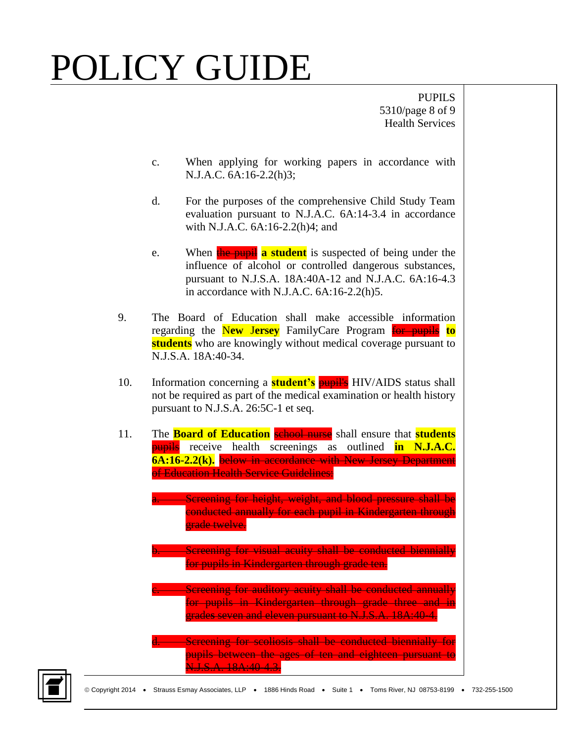c. When applying for working papers in accordance with N.J.A.C. 6A:16-2.2(h)3;

d. For the purposes of the comprehensive Child Study Team evaluation pursuant to N.J.A.C. 6A:14-3.4 in accordance with N.J.A.C. 6A:16-2.2(h)4; and

e. When ~~the pupil~~ **a student** is suspected of being under the influence of alcohol or controlled dangerous substances, pursuant to N.J.S.A. 18A:40A-12 and N.J.A.C. 6A:16-4.3 in accordance with N.J.A.C. 6A:16-2.2(h)5.

9. The Board of Education shall make accessible information regarding the **New Jersey** FamilyCare Program ~~for pupils~~ **to students** who are knowingly without medical coverage pursuant to N.J.S.A. 18A:40-34.

10. Information concerning a **student's** ~~pupil's~~ HIV/AIDS status shall not be required as part of the medical examination or health history pursuant to N.J.S.A. 26:5C-1 et seq.

11. The **Board of Education** ~~school nurse~~ shall ensure that **students** ~~pupils~~ receive health screenings as outlined **in N.J.A.C. 6A:16-2.2(k).** ~~below in accordance with New Jersey Department of Education Health Service Guidelines:~~

~~a. Screening for height, weight, and blood pressure shall be conducted annually for each pupil in Kindergarten through grade twelve.~~

~~b. Screening for visual acuity shall be conducted biennially for pupils in Kindergarten through grade ten.~~

~~c. Screening for auditory acuity shall be conducted annually for pupils in Kindergarten through grade three and in grades seven and eleven pursuant to N.J.S.A. 18A:40-4.~~

~~d. Screening for scoliosis shall be conducted biennially for pupils between the ages of ten and eighteen pursuant to N.J.S.A. 18A:40-4.3.~~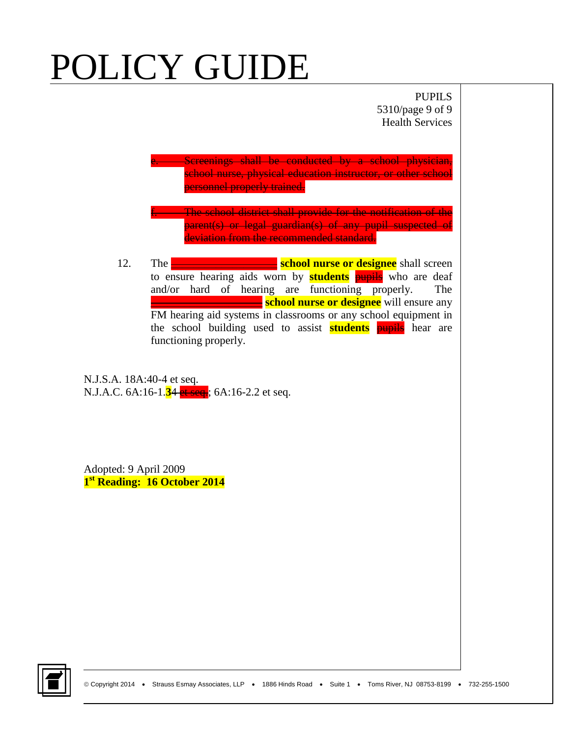e. ~~Screenings shall be conducted by a school physician, school nurse, physical education instructor, or other school personnel properly trained.~~

f. ~~The school district shall provide for the notification of the parent(s) or legal guardian(s) of any pupil suspected of deviation from the recommended standard.~~

12. The **school nurse or designee** shall screen to ensure hearing aids worn by **students** ~~pupils~~ who are deaf and/or hard of hearing are functioning properly. The **school nurse or designee** will ensure any FM hearing aid systems in classrooms or any school equipment in the school building used to assist **students** ~~pupils~~ hear are functioning properly.

N.J.S.A. 18A:40-4 et seq.
N.J.A.C. 6A:16-1.**3**4 ~~et seq.~~; 6A:16-2.2 et seq.

Adopted: 9 April 2009
**1st Reading: 16 October 2014**